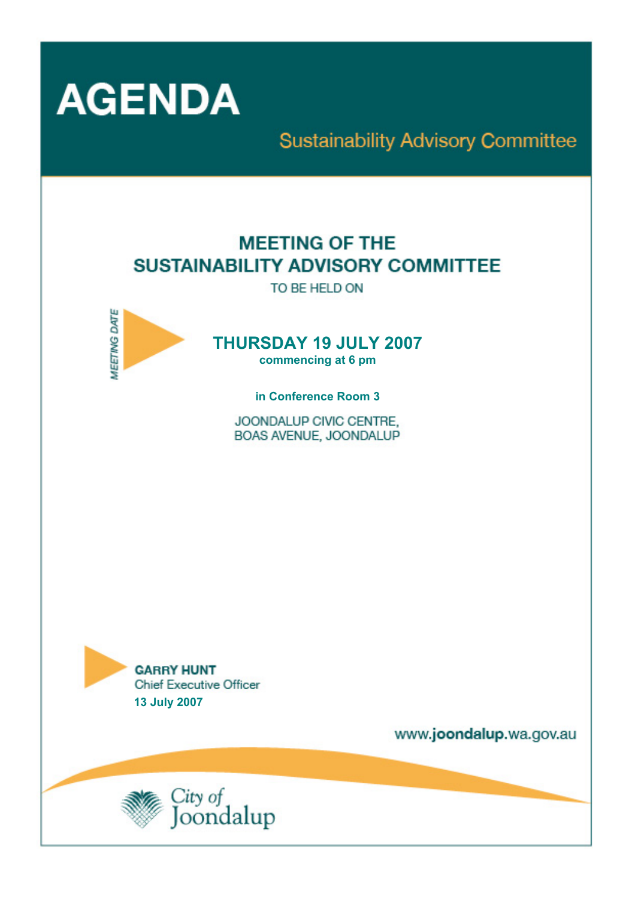# AGENDA

## Sustainability Advisory Committee

## MEETING OF THE SUSTAINABILITY ADVISORY COMMITTEE

TO BE HELD ON

*MEETING DATE*

**THURSDAY 19 JULY 2007**

**commencing at 6 pm**

**in Conference Room 3**

JOONDALUP CIVIC CENTRE,
BOAS AVENUE, JOONDALUP

**GARRY HUNT**
Chief Executive Officer
**13 July 2007**

www.**joondalup**.wa.gov.au

City of Joondalup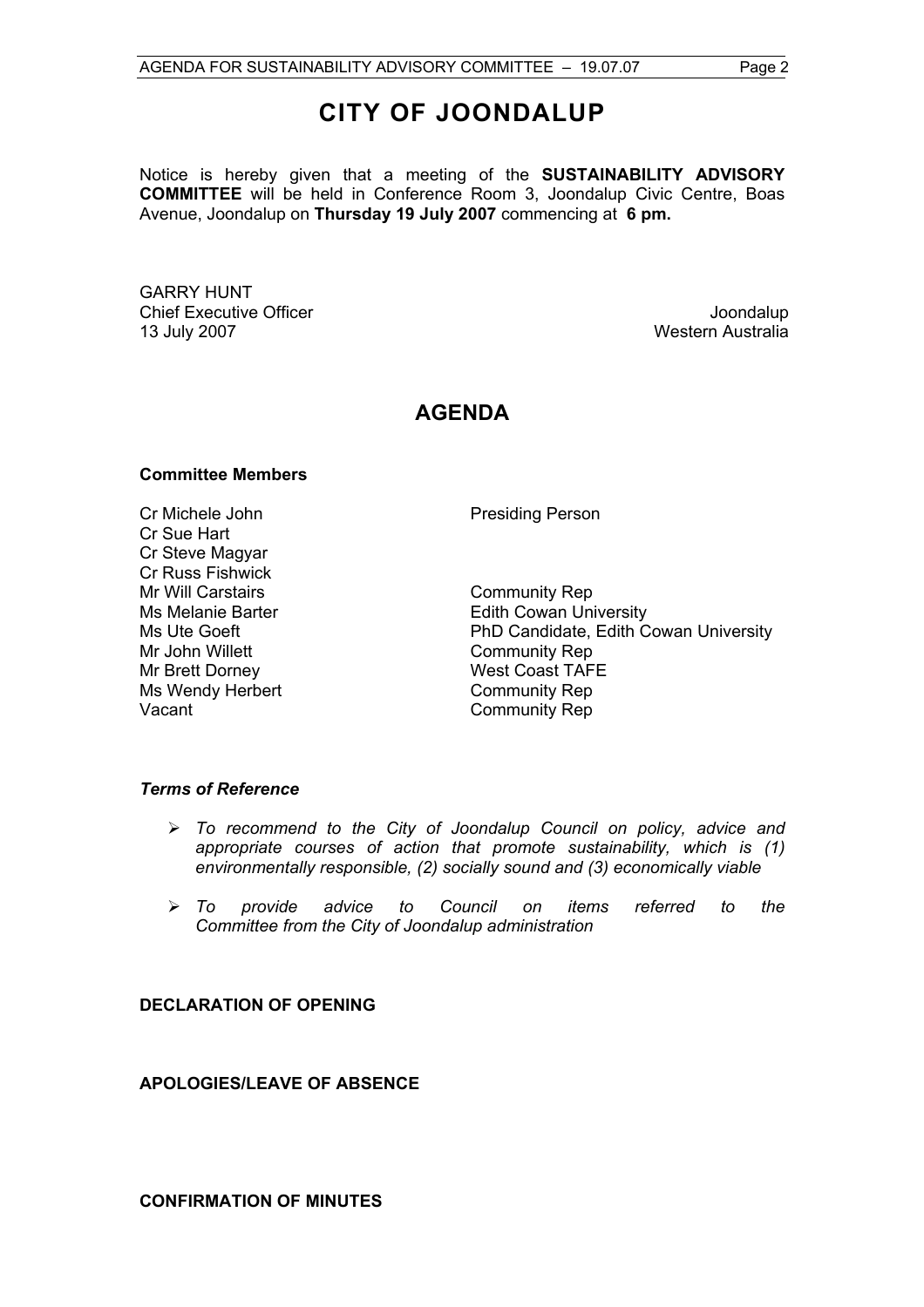# CITY OF JOONDALUP

Notice is hereby given that a meeting of the **SUSTAINABILITY ADVISORY COMMITTEE** will be held in Conference Room 3, Joondalup Civic Centre, Boas Avenue, Joondalup on **Thursday 19 July 2007** commencing at **6 pm.**

GARRY HUNT
Chief Executive Officer
13 July 2007

Joondalup
Western Australia

## AGENDA

**Committee Members**

| | |
|---|---|
| Cr Michele John | Presiding Person |
| Cr Sue Hart | |
| Cr Steve Magyar | |
| Cr Russ Fishwick | |
| Mr Will Carstairs | Community Rep |
| Ms Melanie Barter | Edith Cowan University |
| Ms Ute Goeft | PhD Candidate, Edith Cowan University |
| Mr John Willett | Community Rep |
| Mr Brett Dorney | West Coast TAFE |
| Ms Wendy Herbert | Community Rep |
| Vacant | Community Rep |

***Terms of Reference***

- *To recommend to the City of Joondalup Council on policy, advice and appropriate courses of action that promote sustainability, which is (1) environmentally responsible, (2) socially sound and (3) economically viable*
- *To provide advice to Council on items referred to the Committee from the City of Joondalup administration*

**DECLARATION OF OPENING**

**APOLOGIES/LEAVE OF ABSENCE**

**CONFIRMATION OF MINUTES**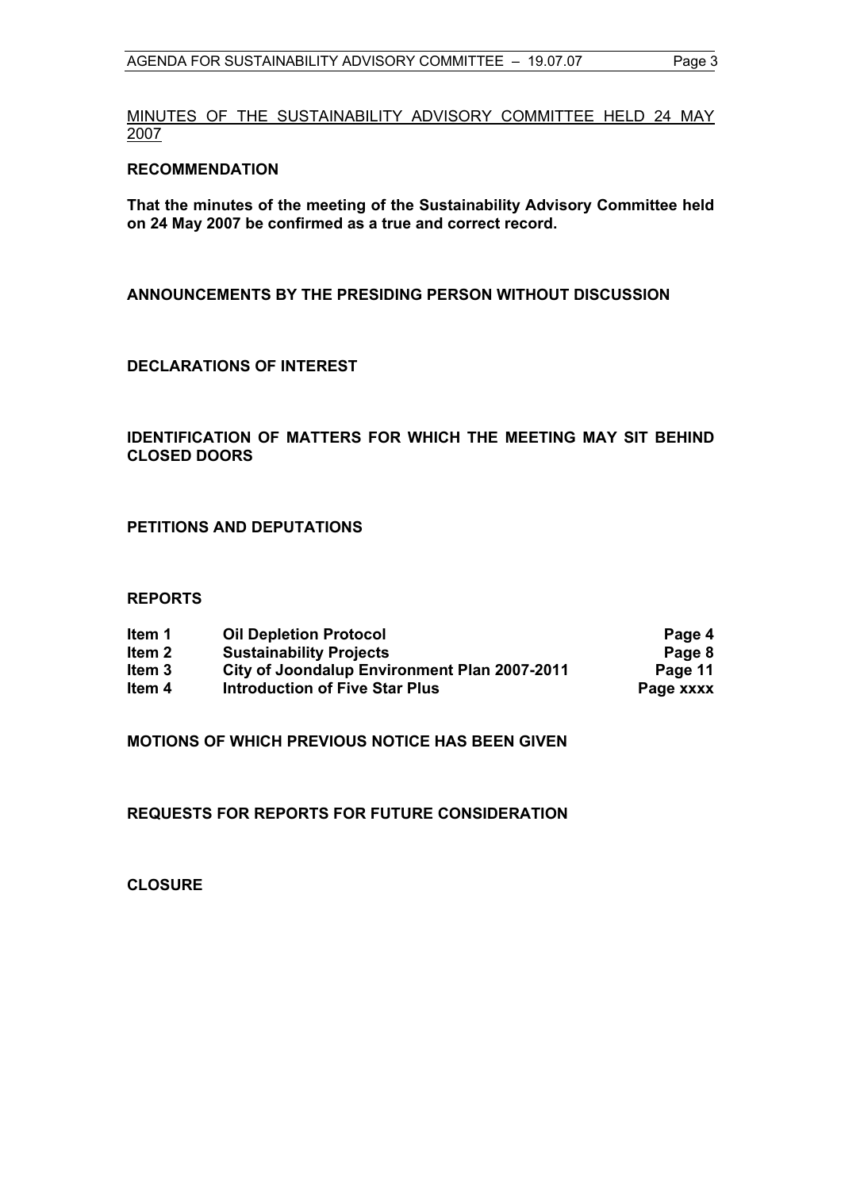MINUTES OF THE SUSTAINABILITY ADVISORY COMMITTEE HELD 24 MAY 2007

**RECOMMENDATION**

**That the minutes of the meeting of the Sustainability Advisory Committee held on 24 May 2007 be confirmed as a true and correct record.**

## ANNOUNCEMENTS BY THE PRESIDING PERSON WITHOUT DISCUSSION

## DECLARATIONS OF INTEREST

## IDENTIFICATION OF MATTERS FOR WHICH THE MEETING MAY SIT BEHIND CLOSED DOORS

## PETITIONS AND DEPUTATIONS

## REPORTS

| | | |
|---|---|---|
| **Item 1** | **Oil Depletion Protocol** | **Page 4** |
| **Item 2** | **Sustainability Projects** | **Page 8** |
| **Item 3** | **City of Joondalup Environment Plan 2007-2011** | **Page 11** |
| **Item 4** | **Introduction of Five Star Plus** | **Page xxxx** |

## MOTIONS OF WHICH PREVIOUS NOTICE HAS BEEN GIVEN

## REQUESTS FOR REPORTS FOR FUTURE CONSIDERATION

## CLOSURE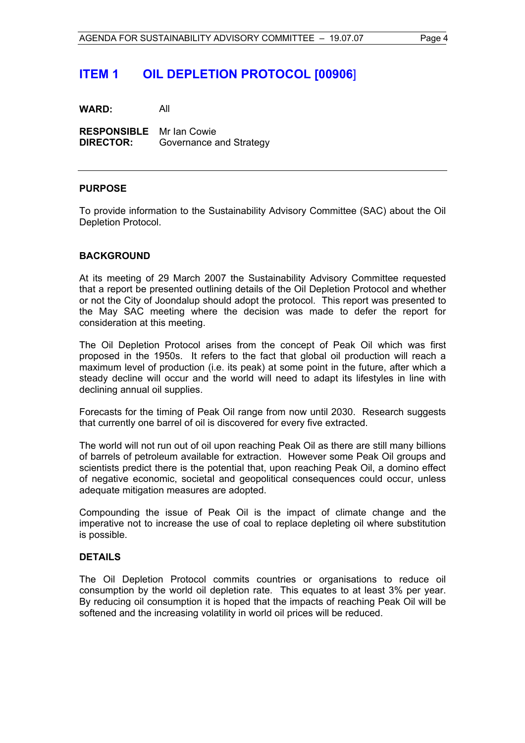# ITEM 1 OIL DEPLETION PROTOCOL [00906]

**WARD:** All

**RESPONSIBLE DIRECTOR:** Mr Ian Cowie
Governance and Strategy

---

## PURPOSE

To provide information to the Sustainability Advisory Committee (SAC) about the Oil Depletion Protocol.

## BACKGROUND

At its meeting of 29 March 2007 the Sustainability Advisory Committee requested that a report be presented outlining details of the Oil Depletion Protocol and whether or not the City of Joondalup should adopt the protocol. This report was presented to the May SAC meeting where the decision was made to defer the report for consideration at this meeting.

The Oil Depletion Protocol arises from the concept of Peak Oil which was first proposed in the 1950s. It refers to the fact that global oil production will reach a maximum level of production (i.e. its peak) at some point in the future, after which a steady decline will occur and the world will need to adapt its lifestyles in line with declining annual oil supplies.

Forecasts for the timing of Peak Oil range from now until 2030. Research suggests that currently one barrel of oil is discovered for every five extracted.

The world will not run out of oil upon reaching Peak Oil as there are still many billions of barrels of petroleum available for extraction. However some Peak Oil groups and scientists predict there is the potential that, upon reaching Peak Oil, a domino effect of negative economic, societal and geopolitical consequences could occur, unless adequate mitigation measures are adopted.

Compounding the issue of Peak Oil is the impact of climate change and the imperative not to increase the use of coal to replace depleting oil where substitution is possible.

## DETAILS

The Oil Depletion Protocol commits countries or organisations to reduce oil consumption by the world oil depletion rate. This equates to at least 3% per year. By reducing oil consumption it is hoped that the impacts of reaching Peak Oil will be softened and the increasing volatility in world oil prices will be reduced.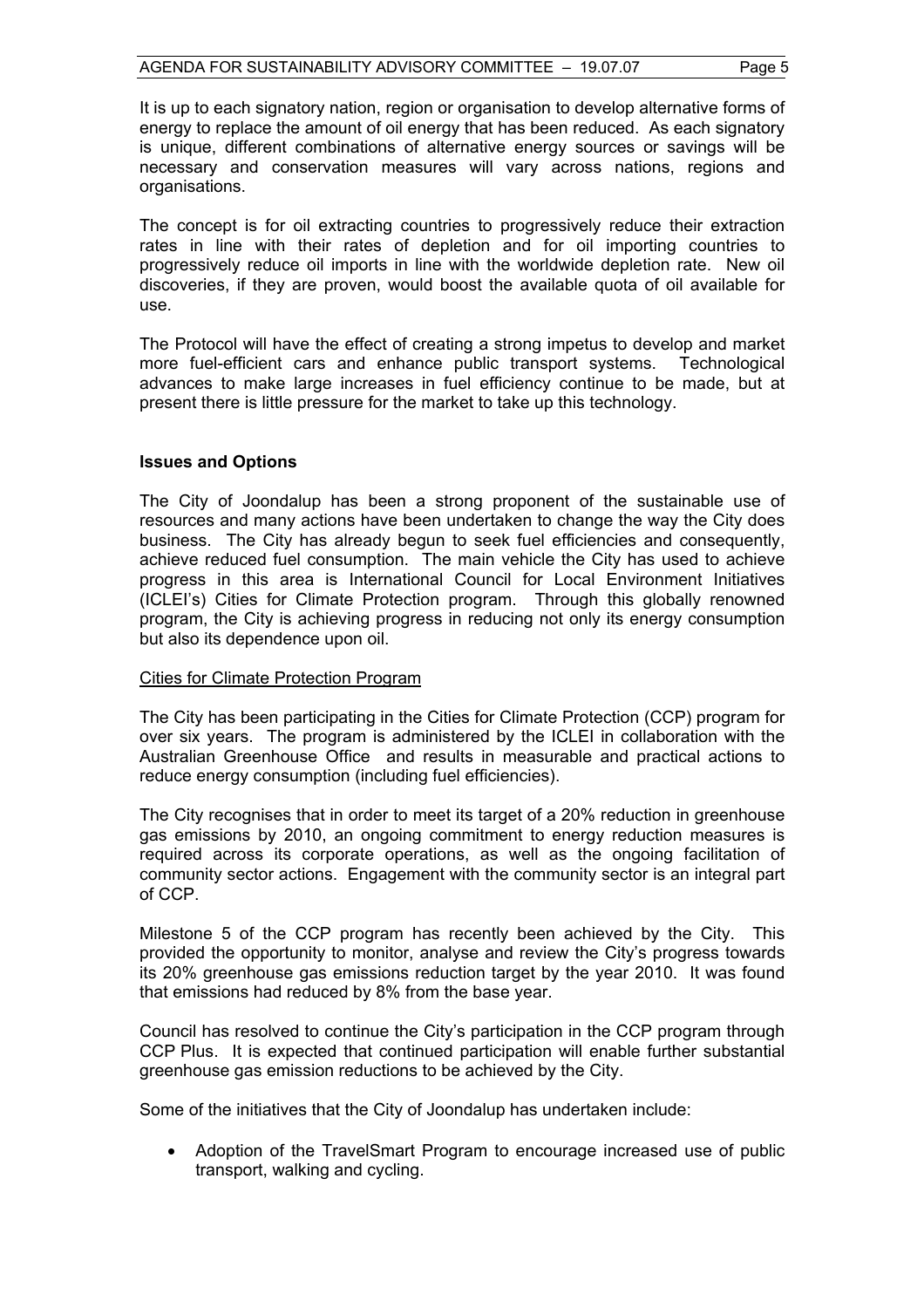It is up to each signatory nation, region or organisation to develop alternative forms of energy to replace the amount of oil energy that has been reduced. As each signatory is unique, different combinations of alternative energy sources or savings will be necessary and conservation measures will vary across nations, regions and organisations.

The concept is for oil extracting countries to progressively reduce their extraction rates in line with their rates of depletion and for oil importing countries to progressively reduce oil imports in line with the worldwide depletion rate. New oil discoveries, if they are proven, would boost the available quota of oil available for use.

The Protocol will have the effect of creating a strong impetus to develop and market more fuel-efficient cars and enhance public transport systems. Technological advances to make large increases in fuel efficiency continue to be made, but at present there is little pressure for the market to take up this technology.

**Issues and Options**

The City of Joondalup has been a strong proponent of the sustainable use of resources and many actions have been undertaken to change the way the City does business. The City has already begun to seek fuel efficiencies and consequently, achieve reduced fuel consumption. The main vehicle the City has used to achieve progress in this area is International Council for Local Environment Initiatives (ICLEI's) Cities for Climate Protection program. Through this globally renowned program, the City is achieving progress in reducing not only its energy consumption but also its dependence upon oil.

<u>Cities for Climate Protection Program</u>

The City has been participating in the Cities for Climate Protection (CCP) program for over six years. The program is administered by the ICLEI in collaboration with the Australian Greenhouse Office and results in measurable and practical actions to reduce energy consumption (including fuel efficiencies).

The City recognises that in order to meet its target of a 20% reduction in greenhouse gas emissions by 2010, an ongoing commitment to energy reduction measures is required across its corporate operations, as well as the ongoing facilitation of community sector actions. Engagement with the community sector is an integral part of CCP.

Milestone 5 of the CCP program has recently been achieved by the City. This provided the opportunity to monitor, analyse and review the City's progress towards its 20% greenhouse gas emissions reduction target by the year 2010. It was found that emissions had reduced by 8% from the base year.

Council has resolved to continue the City's participation in the CCP program through CCP Plus. It is expected that continued participation will enable further substantial greenhouse gas emission reductions to be achieved by the City.

Some of the initiatives that the City of Joondalup has undertaken include:

- Adoption of the TravelSmart Program to encourage increased use of public transport, walking and cycling.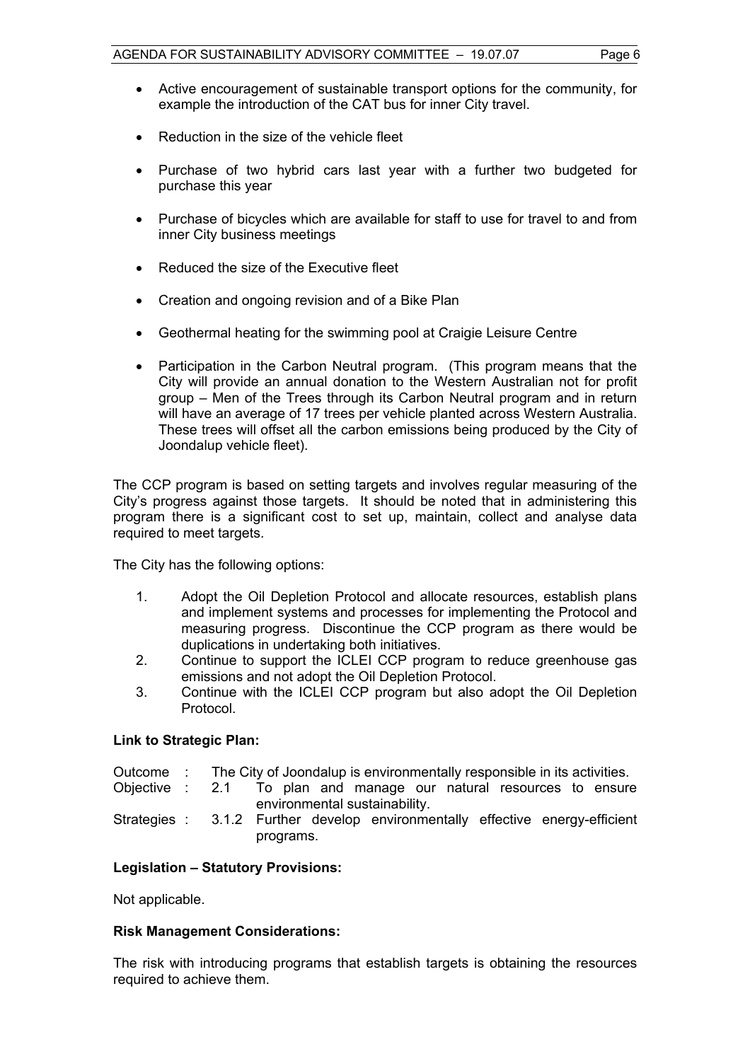- Active encouragement of sustainable transport options for the community, for example the introduction of the CAT bus for inner City travel.
- Reduction in the size of the vehicle fleet
- Purchase of two hybrid cars last year with a further two budgeted for purchase this year
- Purchase of bicycles which are available for staff to use for travel to and from inner City business meetings
- Reduced the size of the Executive fleet
- Creation and ongoing revision and of a Bike Plan
- Geothermal heating for the swimming pool at Craigie Leisure Centre
- Participation in the Carbon Neutral program. (This program means that the City will provide an annual donation to the Western Australian not for profit group – Men of the Trees through its Carbon Neutral program and in return will have an average of 17 trees per vehicle planted across Western Australia. These trees will offset all the carbon emissions being produced by the City of Joondalup vehicle fleet).

The CCP program is based on setting targets and involves regular measuring of the City's progress against those targets. It should be noted that in administering this program there is a significant cost to set up, maintain, collect and analyse data required to meet targets.

The City has the following options:

1. Adopt the Oil Depletion Protocol and allocate resources, establish plans and implement systems and processes for implementing the Protocol and measuring progress. Discontinue the CCP program as there would be duplications in undertaking both initiatives.
2. Continue to support the ICLEI CCP program to reduce greenhouse gas emissions and not adopt the Oil Depletion Protocol.
3. Continue with the ICLEI CCP program but also adopt the Oil Depletion Protocol.

**Link to Strategic Plan:**

| | | |
|---|---|---|
| Outcome : | | The City of Joondalup is environmentally responsible in its activities. |
| Objective : | 2.1 | To plan and manage our natural resources to ensure environmental sustainability. |
| Strategies : | 3.1.2 | Further develop environmentally effective energy-efficient programs. |

**Legislation – Statutory Provisions:**

Not applicable.

**Risk Management Considerations:**

The risk with introducing programs that establish targets is obtaining the resources required to achieve them.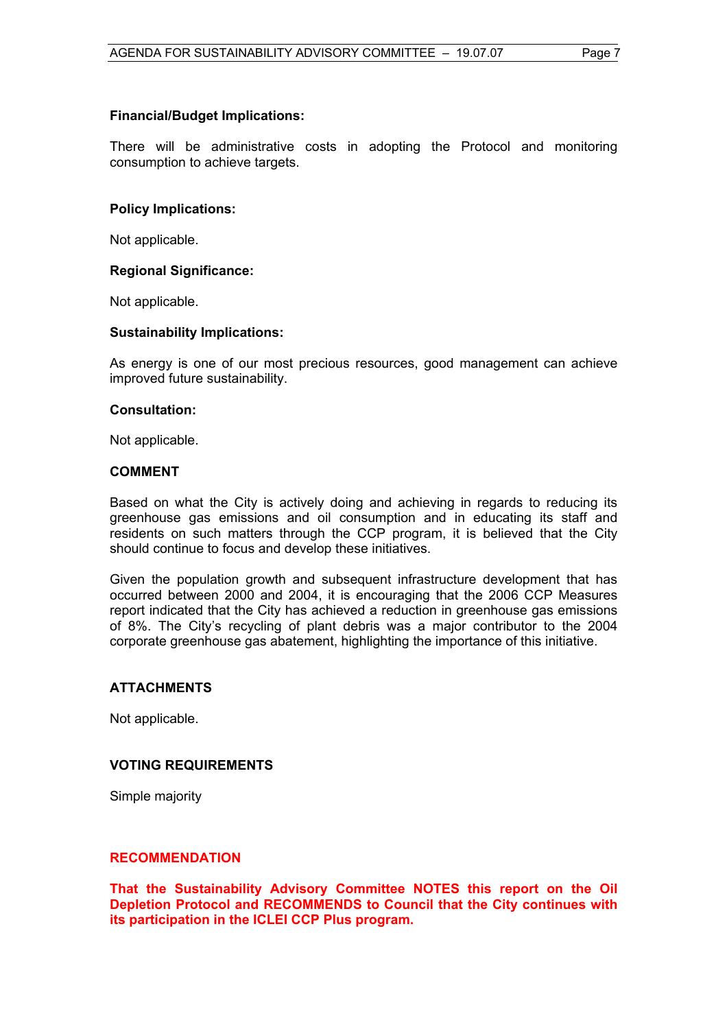**Financial/Budget Implications:**

There will be administrative costs in adopting the Protocol and monitoring consumption to achieve targets.

**Policy Implications:**

Not applicable.

**Regional Significance:**

Not applicable.

**Sustainability Implications:**

As energy is one of our most precious resources, good management can achieve improved future sustainability.

**Consultation:**

Not applicable.

**COMMENT**

Based on what the City is actively doing and achieving in regards to reducing its greenhouse gas emissions and oil consumption and in educating its staff and residents on such matters through the CCP program, it is believed that the City should continue to focus and develop these initiatives.

Given the population growth and subsequent infrastructure development that has occurred between 2000 and 2004, it is encouraging that the 2006 CCP Measures report indicated that the City has achieved a reduction in greenhouse gas emissions of 8%. The City's recycling of plant debris was a major contributor to the 2004 corporate greenhouse gas abatement, highlighting the importance of this initiative.

**ATTACHMENTS**

Not applicable.

**VOTING REQUIREMENTS**

Simple majority

**RECOMMENDATION**

**That the Sustainability Advisory Committee NOTES this report on the Oil Depletion Protocol and RECOMMENDS to Council that the City continues with its participation in the ICLEI CCP Plus program.**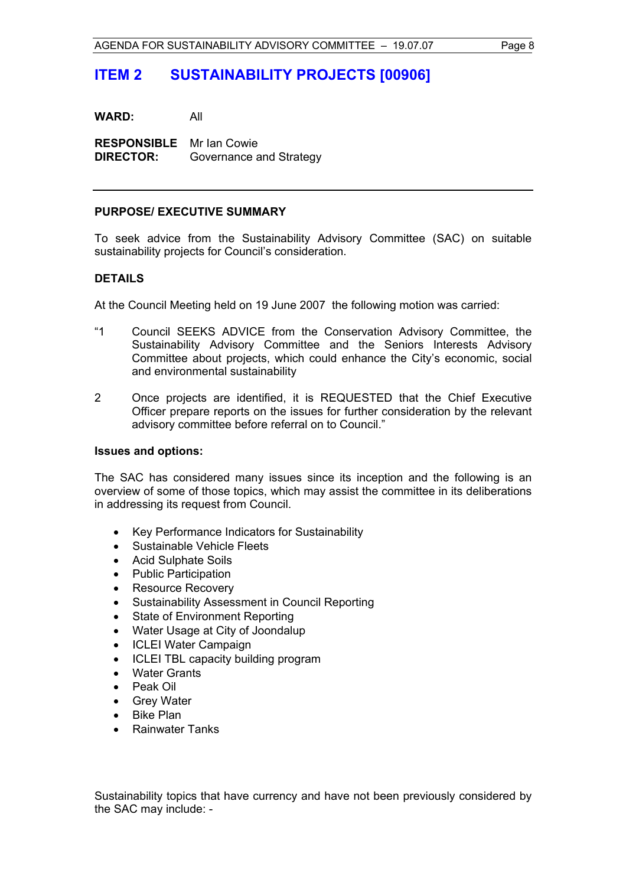# ITEM 2 SUSTAINABILITY PROJECTS [00906]

**WARD:** All

**RESPONSIBLE DIRECTOR:** Mr Ian Cowie
Governance and Strategy

---

**PURPOSE/ EXECUTIVE SUMMARY**

To seek advice from the Sustainability Advisory Committee (SAC) on suitable sustainability projects for Council's consideration.

**DETAILS**

At the Council Meeting held on 19 June 2007 the following motion was carried:

"1 Council SEEKS ADVICE from the Conservation Advisory Committee, the Sustainability Advisory Committee and the Seniors Interests Advisory Committee about projects, which could enhance the City's economic, social and environmental sustainability

2 Once projects are identified, it is REQUESTED that the Chief Executive Officer prepare reports on the issues for further consideration by the relevant advisory committee before referral on to Council."

**Issues and options:**

The SAC has considered many issues since its inception and the following is an overview of some of those topics, which may assist the committee in its deliberations in addressing its request from Council.

- Key Performance Indicators for Sustainability
- Sustainable Vehicle Fleets
- Acid Sulphate Soils
- Public Participation
- Resource Recovery
- Sustainability Assessment in Council Reporting
- State of Environment Reporting
- Water Usage at City of Joondalup
- ICLEI Water Campaign
- ICLEI TBL capacity building program
- Water Grants
- Peak Oil
- Grey Water
- Bike Plan
- Rainwater Tanks

Sustainability topics that have currency and have not been previously considered by the SAC may include: -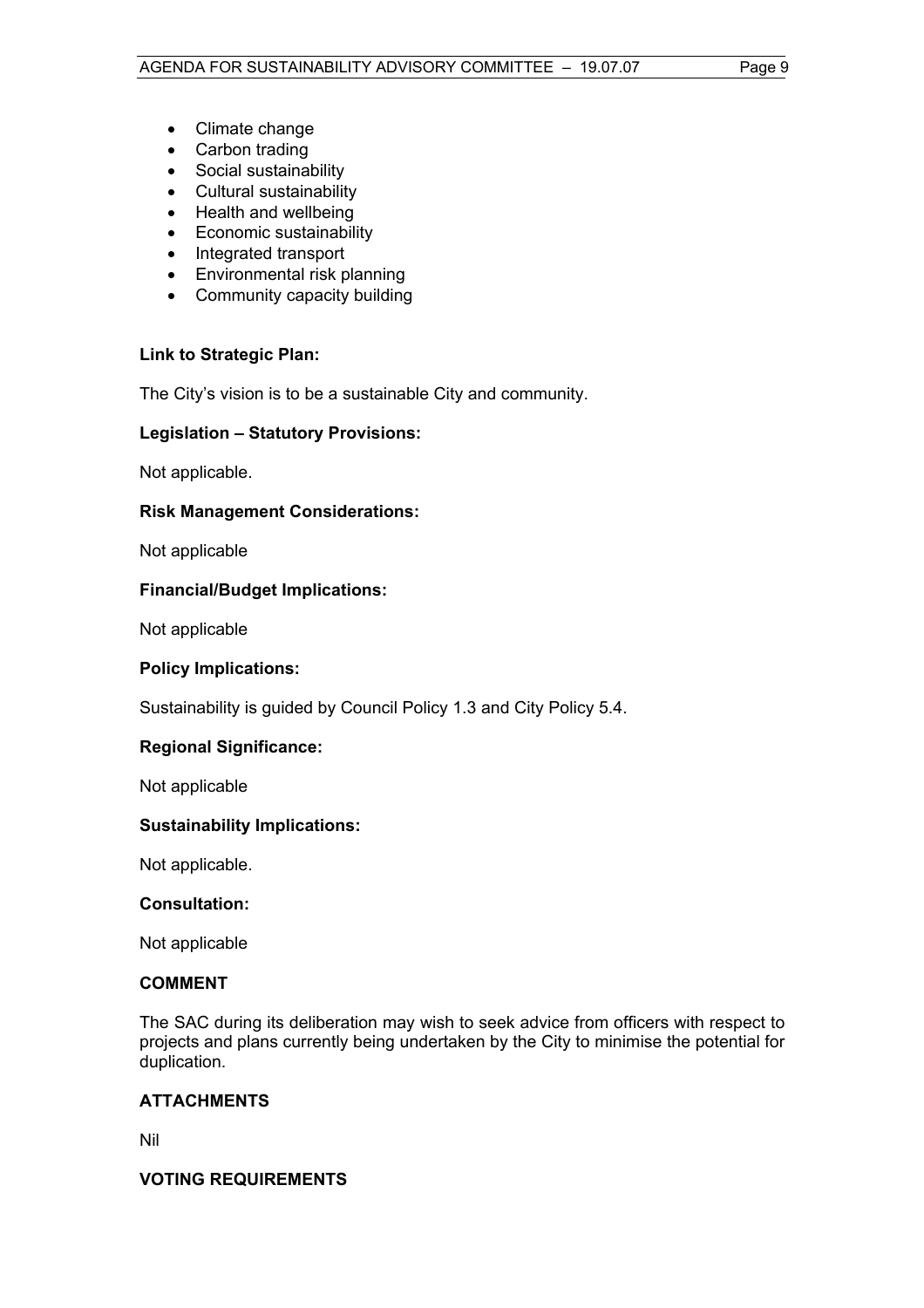- Climate change
- Carbon trading
- Social sustainability
- Cultural sustainability
- Health and wellbeing
- Economic sustainability
- Integrated transport
- Environmental risk planning
- Community capacity building

**Link to Strategic Plan:**

The City's vision is to be a sustainable City and community.

**Legislation – Statutory Provisions:**

Not applicable.

**Risk Management Considerations:**

Not applicable

**Financial/Budget Implications:**

Not applicable

**Policy Implications:**

Sustainability is guided by Council Policy 1.3 and City Policy 5.4.

**Regional Significance:**

Not applicable

**Sustainability Implications:**

Not applicable.

**Consultation:**

Not applicable

## COMMENT

The SAC during its deliberation may wish to seek advice from officers with respect to projects and plans currently being undertaken by the City to minimise the potential for duplication.

## ATTACHMENTS

Nil

## VOTING REQUIREMENTS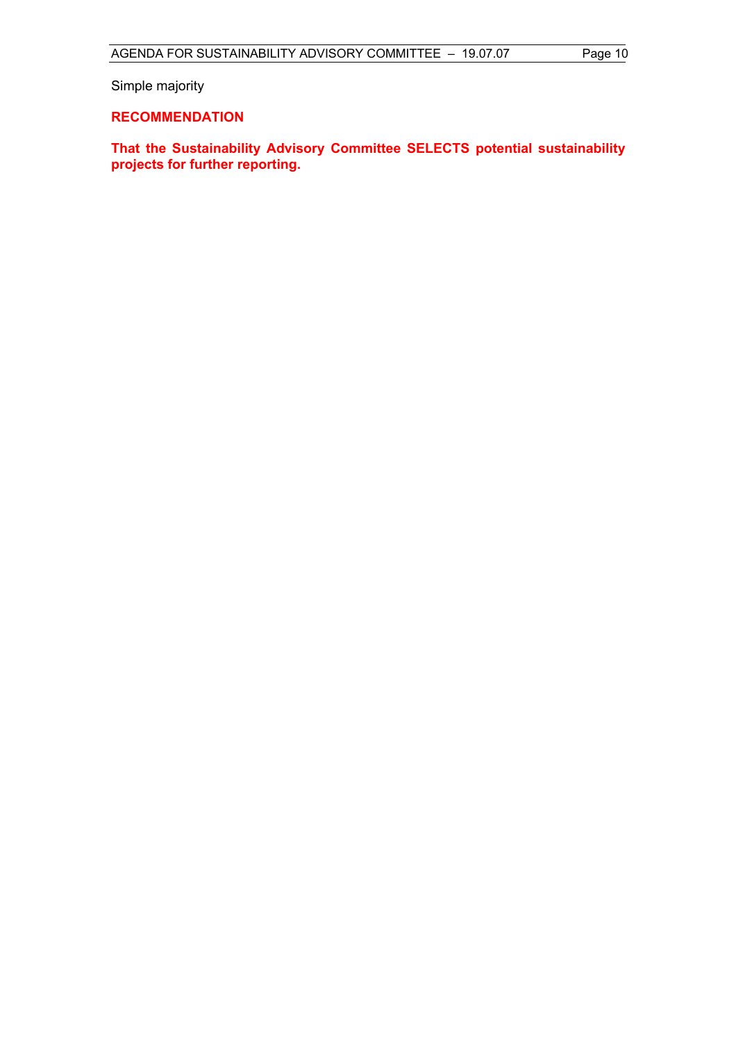Simple majority

**RECOMMENDATION**

**That the Sustainability Advisory Committee SELECTS potential sustainability projects for further reporting.**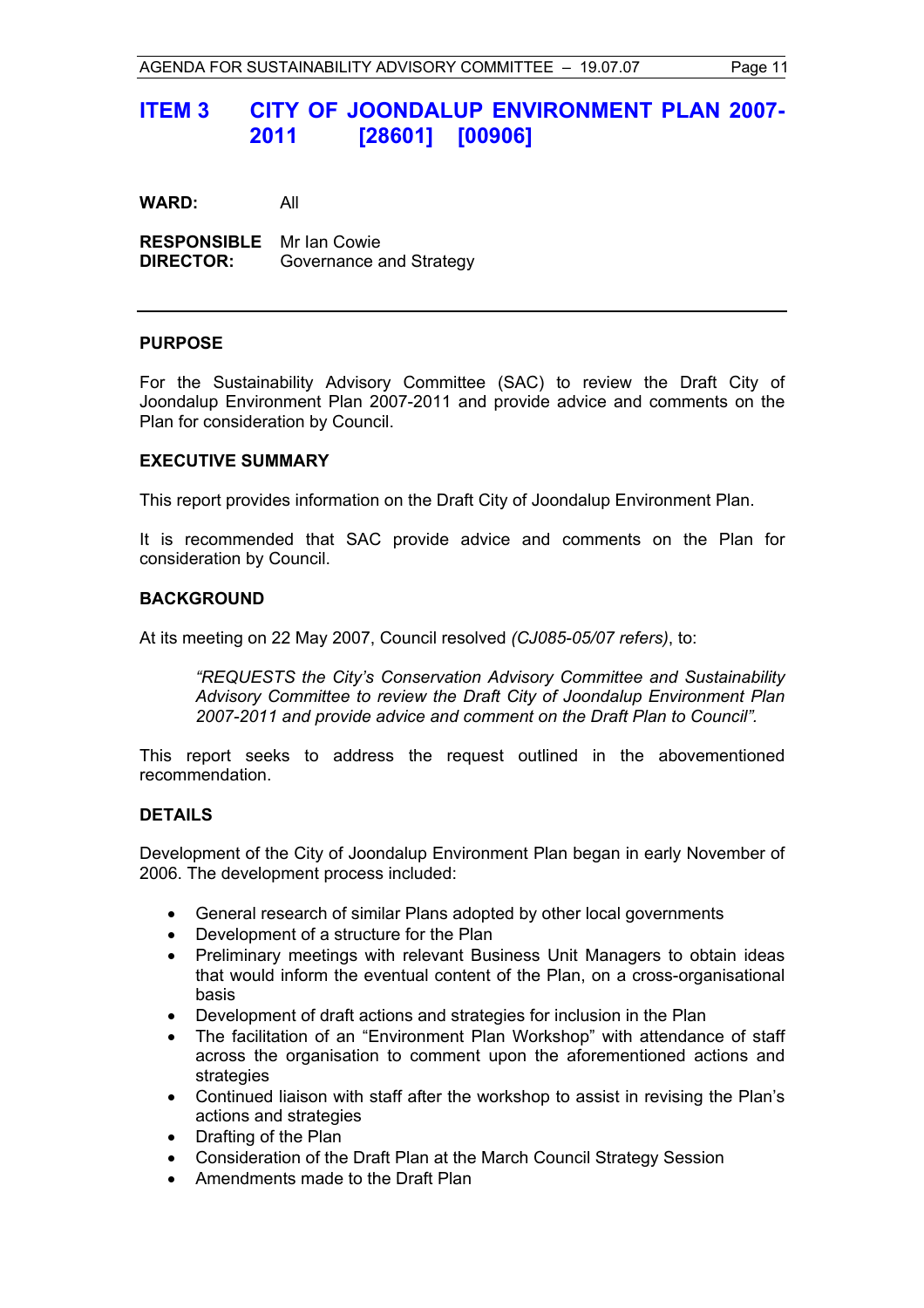# ITEM 3 CITY OF JOONDALUP ENVIRONMENT PLAN 2007-2011 [28601] [00906]

**WARD:** All

**RESPONSIBLE DIRECTOR:** Mr Ian Cowie
Governance and Strategy

---

## PURPOSE

For the Sustainability Advisory Committee (SAC) to review the Draft City of Joondalup Environment Plan 2007-2011 and provide advice and comments on the Plan for consideration by Council.

## EXECUTIVE SUMMARY

This report provides information on the Draft City of Joondalup Environment Plan.

It is recommended that SAC provide advice and comments on the Plan for consideration by Council.

## BACKGROUND

At its meeting on 22 May 2007, Council resolved *(CJ085-05/07 refers)*, to:

> *"REQUESTS the City's Conservation Advisory Committee and Sustainability Advisory Committee to review the Draft City of Joondalup Environment Plan 2007-2011 and provide advice and comment on the Draft Plan to Council".*

This report seeks to address the request outlined in the abovementioned recommendation.

## DETAILS

Development of the City of Joondalup Environment Plan began in early November of 2006. The development process included:

- General research of similar Plans adopted by other local governments
- Development of a structure for the Plan
- Preliminary meetings with relevant Business Unit Managers to obtain ideas that would inform the eventual content of the Plan, on a cross-organisational basis
- Development of draft actions and strategies for inclusion in the Plan
- The facilitation of an "Environment Plan Workshop" with attendance of staff across the organisation to comment upon the aforementioned actions and strategies
- Continued liaison with staff after the workshop to assist in revising the Plan's actions and strategies
- Drafting of the Plan
- Consideration of the Draft Plan at the March Council Strategy Session
- Amendments made to the Draft Plan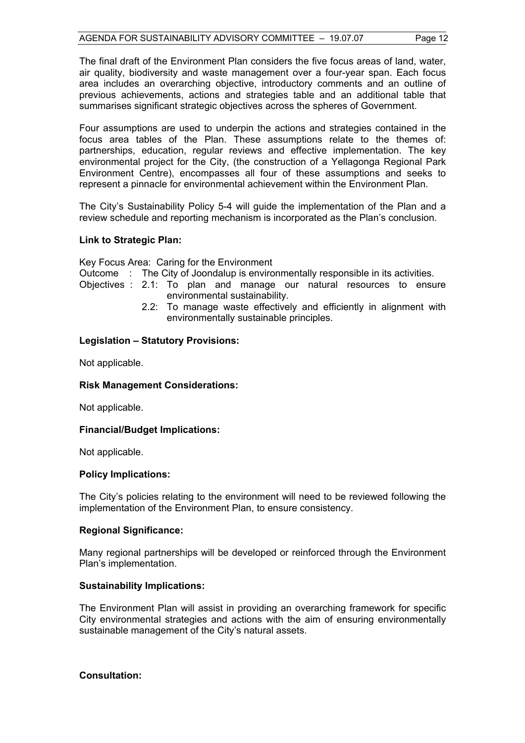The final draft of the Environment Plan considers the five focus areas of land, water, air quality, biodiversity and waste management over a four-year span. Each focus area includes an overarching objective, introductory comments and an outline of previous achievements, actions and strategies table and an additional table that summarises significant strategic objectives across the spheres of Government.

Four assumptions are used to underpin the actions and strategies contained in the focus area tables of the Plan. These assumptions relate to the themes of: partnerships, education, regular reviews and effective implementation. The key environmental project for the City, (the construction of a Yellagonga Regional Park Environment Centre), encompasses all four of these assumptions and seeks to represent a pinnacle for environmental achievement within the Environment Plan.

The City's Sustainability Policy 5-4 will guide the implementation of the Plan and a review schedule and reporting mechanism is incorporated as the Plan's conclusion.

**Link to Strategic Plan:**

Key Focus Area: Caring for the Environment

Outcome : The City of Joondalup is environmentally responsible in its activities.

Objectives :
- 2.1: To plan and manage our natural resources to ensure environmental sustainability.
- 2.2: To manage waste effectively and efficiently in alignment with environmentally sustainable principles.

**Legislation – Statutory Provisions:**

Not applicable.

**Risk Management Considerations:**

Not applicable.

**Financial/Budget Implications:**

Not applicable.

**Policy Implications:**

The City's policies relating to the environment will need to be reviewed following the implementation of the Environment Plan, to ensure consistency.

**Regional Significance:**

Many regional partnerships will be developed or reinforced through the Environment Plan's implementation.

**Sustainability Implications:**

The Environment Plan will assist in providing an overarching framework for specific City environmental strategies and actions with the aim of ensuring environmentally sustainable management of the City's natural assets.

**Consultation:**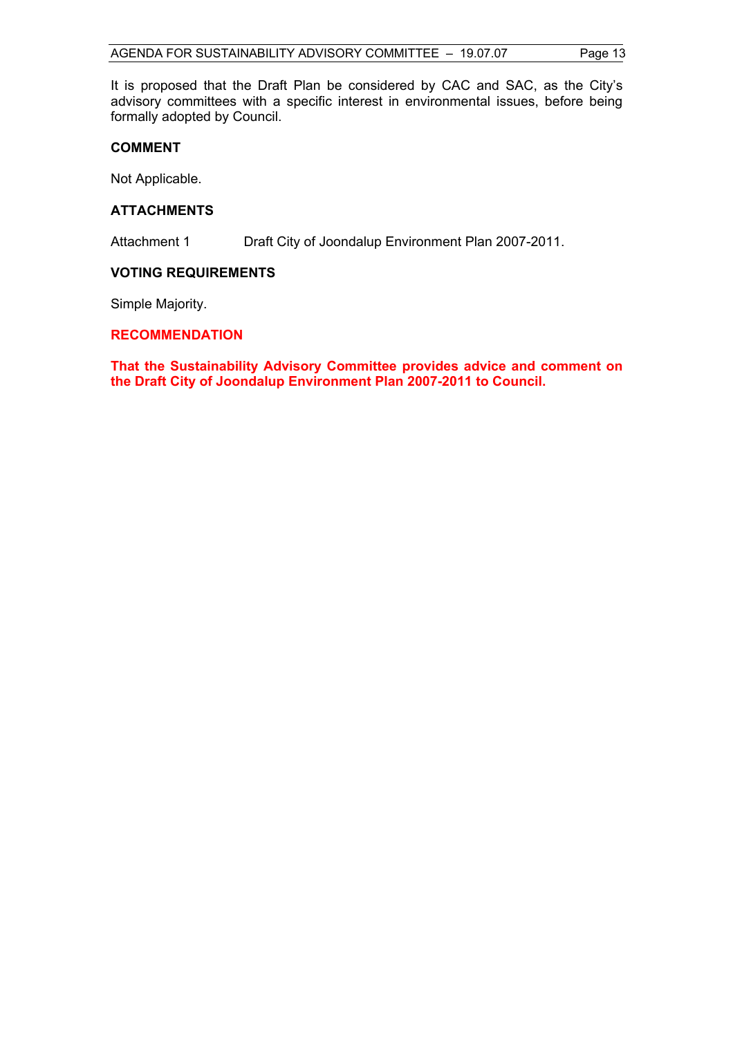It is proposed that the Draft Plan be considered by CAC and SAC, as the City's advisory committees with a specific interest in environmental issues, before being formally adopted by Council.

**COMMENT**

Not Applicable.

**ATTACHMENTS**

Attachment 1 Draft City of Joondalup Environment Plan 2007-2011.

**VOTING REQUIREMENTS**

Simple Majority.

**RECOMMENDATION**

**That the Sustainability Advisory Committee provides advice and comment on the Draft City of Joondalup Environment Plan 2007-2011 to Council.**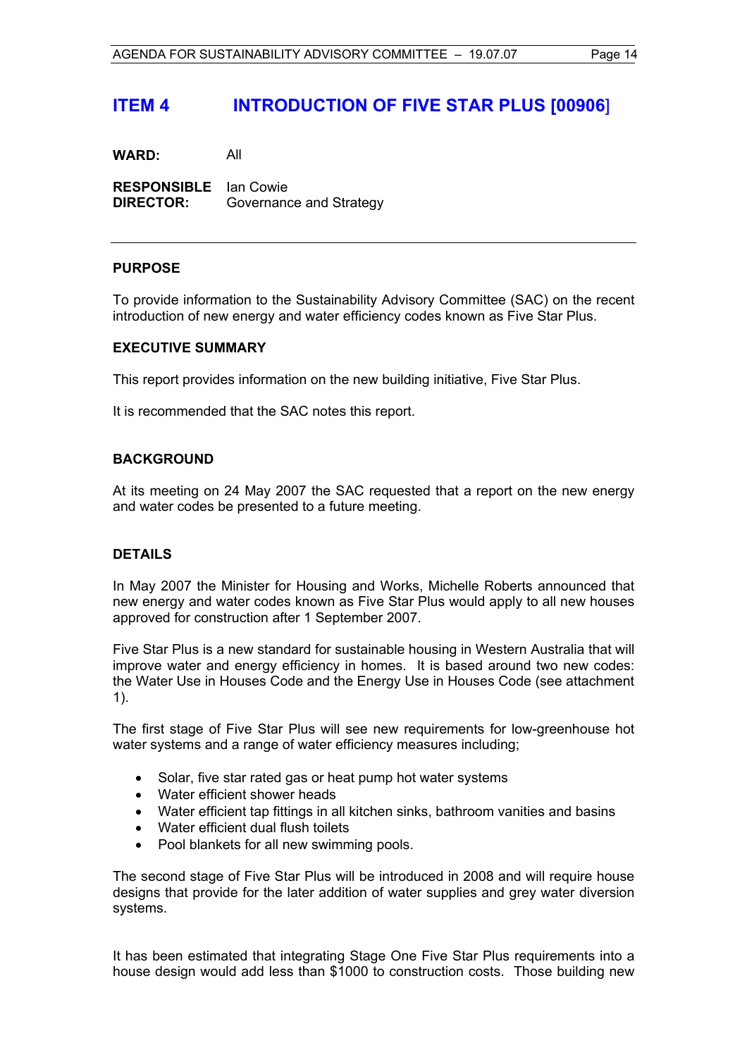# ITEM 4 INTRODUCTION OF FIVE STAR PLUS [00906]

**WARD:** All

**RESPONSIBLE DIRECTOR:** Ian Cowie
Governance and Strategy

---

### PURPOSE

To provide information to the Sustainability Advisory Committee (SAC) on the recent introduction of new energy and water efficiency codes known as Five Star Plus.

### EXECUTIVE SUMMARY

This report provides information on the new building initiative, Five Star Plus.

It is recommended that the SAC notes this report.

### BACKGROUND

At its meeting on 24 May 2007 the SAC requested that a report on the new energy and water codes be presented to a future meeting.

### DETAILS

In May 2007 the Minister for Housing and Works, Michelle Roberts announced that new energy and water codes known as Five Star Plus would apply to all new houses approved for construction after 1 September 2007.

Five Star Plus is a new standard for sustainable housing in Western Australia that will improve water and energy efficiency in homes. It is based around two new codes: the Water Use in Houses Code and the Energy Use in Houses Code (see attachment 1).

The first stage of Five Star Plus will see new requirements for low-greenhouse hot water systems and a range of water efficiency measures including;

- Solar, five star rated gas or heat pump hot water systems
- Water efficient shower heads
- Water efficient tap fittings in all kitchen sinks, bathroom vanities and basins
- Water efficient dual flush toilets
- Pool blankets for all new swimming pools.

The second stage of Five Star Plus will be introduced in 2008 and will require house designs that provide for the later addition of water supplies and grey water diversion systems.

It has been estimated that integrating Stage One Five Star Plus requirements into a house design would add less than $1000 to construction costs. Those building new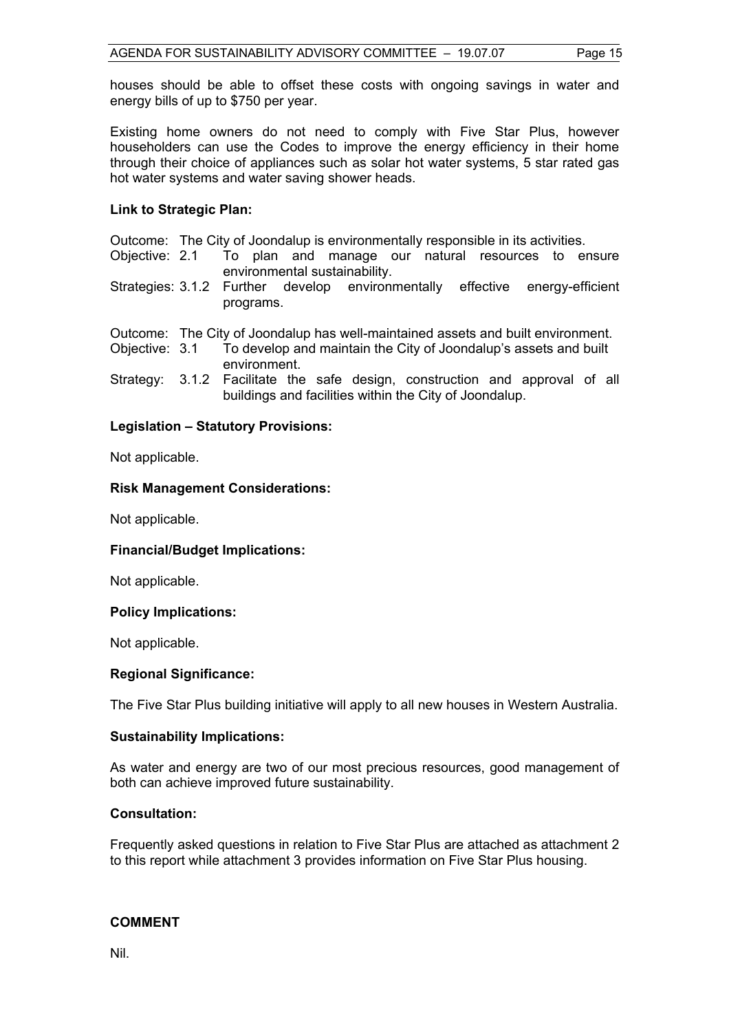houses should be able to offset these costs with ongoing savings in water and energy bills of up to $750 per year.

Existing home owners do not need to comply with Five Star Plus, however householders can use the Codes to improve the energy efficiency in their home through their choice of appliances such as solar hot water systems, 5 star rated gas hot water systems and water saving shower heads.

**Link to Strategic Plan:**

Outcome: The City of Joondalup is environmentally responsible in its activities.
Objective: 2.1 To plan and manage our natural resources to ensure environmental sustainability.
Strategies: 3.1.2 Further develop environmentally effective energy-efficient programs.

Outcome: The City of Joondalup has well-maintained assets and built environment.
Objective: 3.1 To develop and maintain the City of Joondalup's assets and built environment.
Strategy: 3.1.2 Facilitate the safe design, construction and approval of all buildings and facilities within the City of Joondalup.

**Legislation – Statutory Provisions:**

Not applicable.

**Risk Management Considerations:**

Not applicable.

**Financial/Budget Implications:**

Not applicable.

**Policy Implications:**

Not applicable.

**Regional Significance:**

The Five Star Plus building initiative will apply to all new houses in Western Australia.

**Sustainability Implications:**

As water and energy are two of our most precious resources, good management of both can achieve improved future sustainability.

**Consultation:**

Frequently asked questions in relation to Five Star Plus are attached as attachment 2 to this report while attachment 3 provides information on Five Star Plus housing.

**COMMENT**

Nil.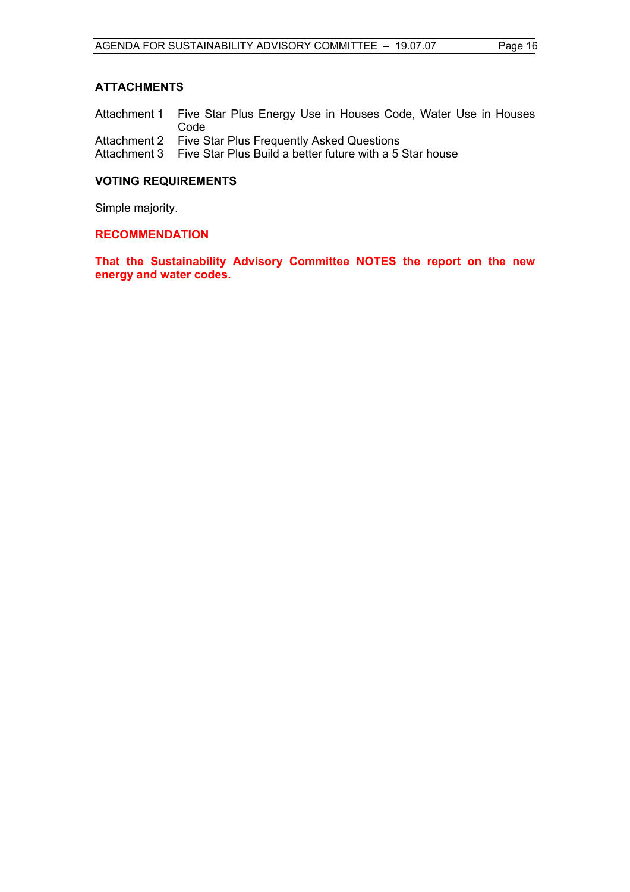## ATTACHMENTS

| | |
|---|---|
| Attachment 1 | Five Star Plus Energy Use in Houses Code, Water Use in Houses Code |
| Attachment 2 | Five Star Plus Frequently Asked Questions |
| Attachment 3 | Five Star Plus Build a better future with a 5 Star house |

## VOTING REQUIREMENTS

Simple majority.

## RECOMMENDATION

**That the Sustainability Advisory Committee NOTES the report on the new energy and water codes.**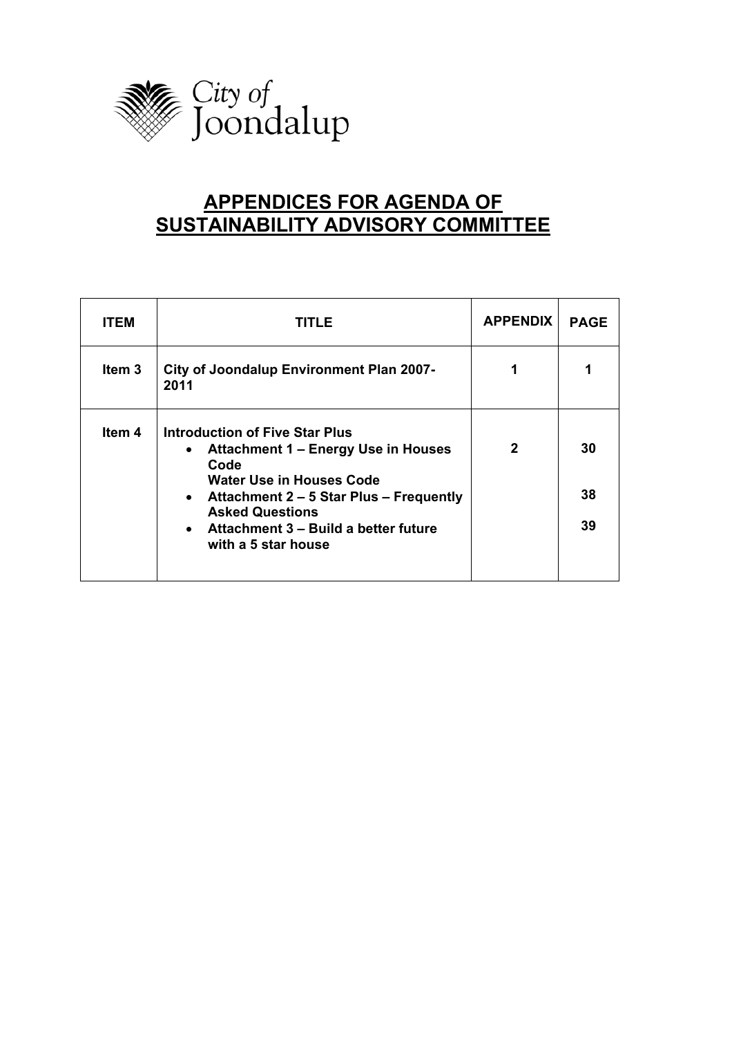City of Joondalup

# APPENDICES FOR AGENDA OF SUSTAINABILITY ADVISORY COMMITTEE

| ITEM | TITLE | APPENDIX | PAGE |
|---|---|---|---|
| Item 3 | City of Joondalup Environment Plan 2007-2011 | 1 | 1 |
| Item 4 | Introduction of Five Star Plus<br>• Attachment 1 – Energy Use in Houses Code<br>Water Use in Houses Code<br>• Attachment 2 – 5 Star Plus – Frequently Asked Questions<br>• Attachment 3 – Build a better future with a 5 star house | 2 | 30<br><br>38<br><br>39 |